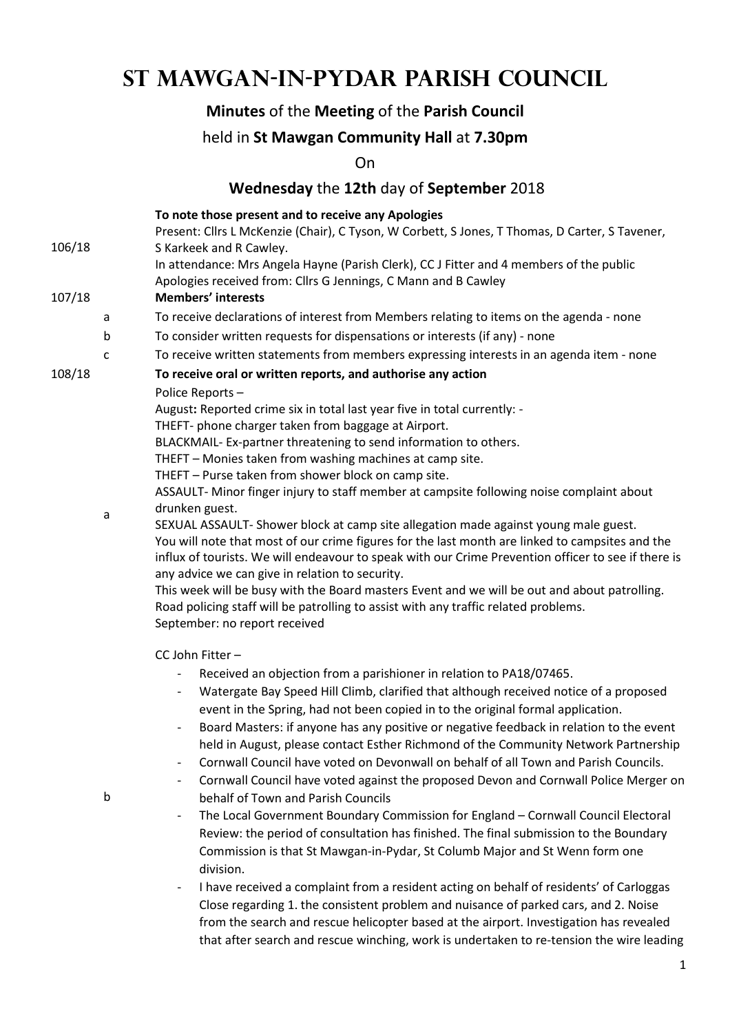# St Mawgan-in-Pydar Parish Council

**Minutes** of the **Meeting** of the **Parish Council**

held in **St Mawgan Community Hall** at **7.30pm**

On

**Wednesday** the **12th** day of **September** 2018

**106/18** **To note those present and to receive any Apologies**

Present: Cllrs L McKenzie (Chair), C Tyson, W Corbett, S Jones, T Thomas, D Carter, S Tavener, S Karkeek and R Cawley.

In attendance: Mrs Angela Hayne (Parish Clerk), CC J Fitter and 4 members of the public

Apologies received from: Cllrs G Jennings, C Mann and B Cawley

**107/18** **Members' interests**

a. To receive declarations of interest from Members relating to items on the agenda - none

b. To consider written requests for dispensations or interests (if any) - none

c. To receive written statements from members expressing interests in an agenda item - none

**108/18** **To receive oral or written reports, and authorise any action**

a. Police Reports –

August**:** Reported crime six in total last year five in total currently: -

THEFT- phone charger taken from baggage at Airport.

BLACKMAIL- Ex-partner threatening to send information to others.

THEFT – Monies taken from washing machines at camp site.

THEFT – Purse taken from shower block on camp site.

ASSAULT- Minor finger injury to staff member at campsite following noise complaint about drunken guest.

SEXUAL ASSAULT- Shower block at camp site allegation made against young male guest.

You will note that most of our crime figures for the last month are linked to campsites and the influx of tourists. We will endeavour to speak with our Crime Prevention officer to see if there is any advice we can give in relation to security.

This week will be busy with the Board masters Event and we will be out and about patrolling. Road policing staff will be patrolling to assist with any traffic related problems.

September: no report received

b. CC John Fitter –

- Received an objection from a parishioner in relation to PA18/07465.
- Watergate Bay Speed Hill Climb, clarified that although received notice of a proposed event in the Spring, had not been copied in to the original formal application.
- Board Masters: if anyone has any positive or negative feedback in relation to the event held in August, please contact Esther Richmond of the Community Network Partnership
- Cornwall Council have voted on Devonwall on behalf of all Town and Parish Councils.
- Cornwall Council have voted against the proposed Devon and Cornwall Police Merger on behalf of Town and Parish Councils
- The Local Government Boundary Commission for England – Cornwall Council Electoral Review: the period of consultation has finished. The final submission to the Boundary Commission is that St Mawgan-in-Pydar, St Columb Major and St Wenn form one division.
- I have received a complaint from a resident acting on behalf of residents' of Carloggas Close regarding 1. the consistent problem and nuisance of parked cars, and 2. Noise from the search and rescue helicopter based at the airport. Investigation has revealed that after search and rescue winching, work is undertaken to re-tension the wire leading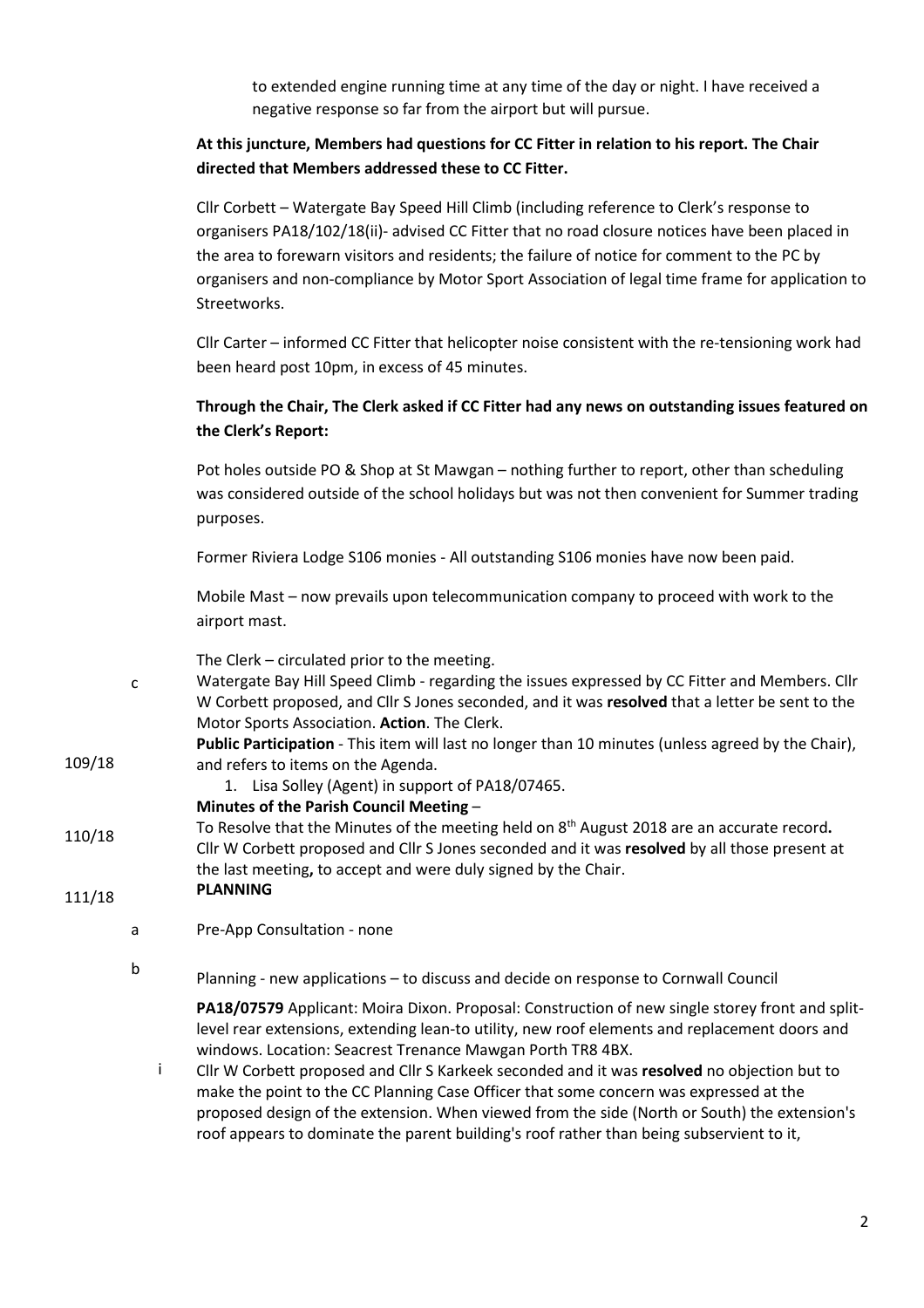to extended engine running time at any time of the day or night. I have received a negative response so far from the airport but will pursue.

**At this juncture, Members had questions for CC Fitter in relation to his report. The Chair directed that Members addressed these to CC Fitter.**

Cllr Corbett – Watergate Bay Speed Hill Climb (including reference to Clerk's response to organisers PA18/102/18(ii)- advised CC Fitter that no road closure notices have been placed in the area to forewarn visitors and residents; the failure of notice for comment to the PC by organisers and non-compliance by Motor Sport Association of legal time frame for application to Streetworks.

Cllr Carter – informed CC Fitter that helicopter noise consistent with the re-tensioning work had been heard post 10pm, in excess of 45 minutes.

**Through the Chair, The Clerk asked if CC Fitter had any news on outstanding issues featured on the Clerk's Report:**

Pot holes outside PO & Shop at St Mawgan – nothing further to report, other than scheduling was considered outside of the school holidays but was not then convenient for Summer trading purposes.

Former Riviera Lodge S106 monies - All outstanding S106 monies have now been paid.

Mobile Mast – now prevails upon telecommunication company to proceed with work to the airport mast.

c The Clerk – circulated prior to the meeting.

Watergate Bay Hill Speed Climb - regarding the issues expressed by CC Fitter and Members. Cllr W Corbett proposed, and Cllr S Jones seconded, and it was **resolved** that a letter be sent to the Motor Sports Association. **Action**. The Clerk.

109/18 **Public Participation** - This item will last no longer than 10 minutes (unless agreed by the Chair), and refers to items on the Agenda.

1. Lisa Solley (Agent) in support of PA18/07465.

110/18 **Minutes of the Parish Council Meeting** –

To Resolve that the Minutes of the meeting held on 8th August 2018 are an accurate record**.** Cllr W Corbett proposed and Cllr S Jones seconded and it was **resolved** by all those present at the last meeting**,** to accept and were duly signed by the Chair.

111/18 **PLANNING**

a Pre-App Consultation - none

b Planning - new applications – to discuss and decide on response to Cornwall Council

**PA18/07579** Applicant: Moira Dixon. Proposal: Construction of new single storey front and split-level rear extensions, extending lean-to utility, new roof elements and replacement doors and windows. Location: Seacrest Trenance Mawgan Porth TR8 4BX.

i Cllr W Corbett proposed and Cllr S Karkeek seconded and it was **resolved** no objection but to make the point to the CC Planning Case Officer that some concern was expressed at the proposed design of the extension. When viewed from the side (North or South) the extension's roof appears to dominate the parent building's roof rather than being subservient to it,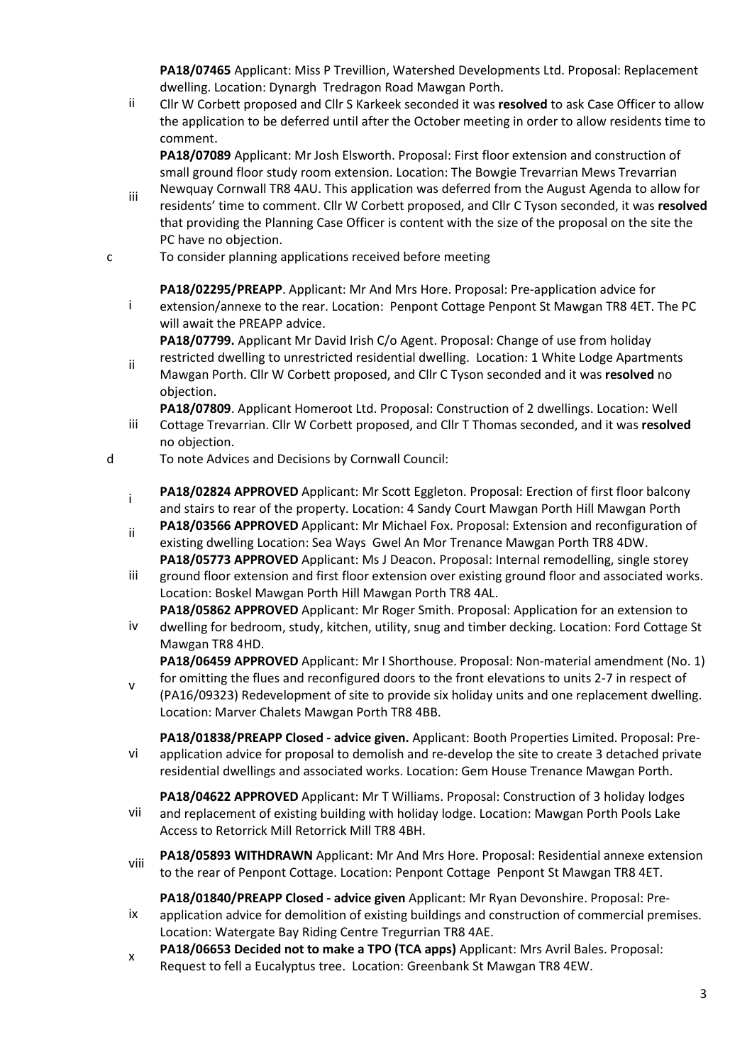ii. **PA18/07465** Applicant: Miss P Trevillion, Watershed Developments Ltd. Proposal: Replacement dwelling. Location: Dynargh Tredragon Road Mawgan Porth.
Cllr W Corbett proposed and Cllr S Karkeek seconded it was **resolved** to ask Case Officer to allow the application to be deferred until after the October meeting in order to allow residents time to comment.

iii. **PA18/07089** Applicant: Mr Josh Elsworth. Proposal: First floor extension and construction of small ground floor study room extension. Location: The Bowgie Trevarrian Mews Trevarrian Newquay Cornwall TR8 4AU. This application was deferred from the August Agenda to allow for residents' time to comment. Cllr W Corbett proposed, and Cllr C Tyson seconded, it was **resolved** that providing the Planning Case Officer is content with the size of the proposal on the site the PC have no objection.

c. To consider planning applications received before meeting

i. **PA18/02295/PREAPP**. Applicant: Mr And Mrs Hore. Proposal: Pre-application advice for extension/annexe to the rear. Location: Penpont Cottage Penpont St Mawgan TR8 4ET. The PC will await the PREAPP advice.

ii. **PA18/07799.** Applicant Mr David Irish C/o Agent. Proposal: Change of use from holiday restricted dwelling to unrestricted residential dwelling. Location: 1 White Lodge Apartments Mawgan Porth. Cllr W Corbett proposed, and Cllr C Tyson seconded and it was **resolved** no objection.

iii. **PA18/07809**. Applicant Homeroot Ltd. Proposal: Construction of 2 dwellings. Location: Well Cottage Trevarrian. Cllr W Corbett proposed, and Cllr T Thomas seconded, and it was **resolved** no objection.

d. To note Advices and Decisions by Cornwall Council:

i. **PA18/02824 APPROVED** Applicant: Mr Scott Eggleton. Proposal: Erection of first floor balcony and stairs to rear of the property. Location: 4 Sandy Court Mawgan Porth Hill Mawgan Porth

ii. **PA18/03566 APPROVED** Applicant: Mr Michael Fox. Proposal: Extension and reconfiguration of existing dwelling Location: Sea Ways Gwel An Mor Trenance Mawgan Porth TR8 4DW.

iii. **PA18/05773 APPROVED** Applicant: Ms J Deacon. Proposal: Internal remodelling, single storey ground floor extension and first floor extension over existing ground floor and associated works. Location: Boskel Mawgan Porth Hill Mawgan Porth TR8 4AL.

iv. **PA18/05862 APPROVED** Applicant: Mr Roger Smith. Proposal: Application for an extension to dwelling for bedroom, study, kitchen, utility, snug and timber decking. Location: Ford Cottage St Mawgan TR8 4HD.

v. **PA18/06459 APPROVED** Applicant: Mr I Shorthouse. Proposal: Non-material amendment (No. 1) for omitting the flues and reconfigured doors to the front elevations to units 2-7 in respect of (PA16/09323) Redevelopment of site to provide six holiday units and one replacement dwelling. Location: Marver Chalets Mawgan Porth TR8 4BB.

vi. **PA18/01838/PREAPP Closed - advice given.** Applicant: Booth Properties Limited. Proposal: Pre-application advice for proposal to demolish and re-develop the site to create 3 detached private residential dwellings and associated works. Location: Gem House Trenance Mawgan Porth.

vii. **PA18/04622 APPROVED** Applicant: Mr T Williams. Proposal: Construction of 3 holiday lodges and replacement of existing building with holiday lodge. Location: Mawgan Porth Pools Lake Access to Retorrick Mill Retorrick Mill TR8 4BH.

viii. **PA18/05893 WITHDRAWN** Applicant: Mr And Mrs Hore. Proposal: Residential annexe extension to the rear of Penpont Cottage. Location: Penpont Cottage Penpont St Mawgan TR8 4ET.

ix. **PA18/01840/PREAPP Closed - advice given** Applicant: Mr Ryan Devonshire. Proposal: Pre-application advice for demolition of existing buildings and construction of commercial premises. Location: Watergate Bay Riding Centre Tregurrian TR8 4AE.

x. **PA18/06653 Decided not to make a TPO (TCA apps)** Applicant: Mrs Avril Bales. Proposal: Request to fell a Eucalyptus tree. Location: Greenbank St Mawgan TR8 4EW.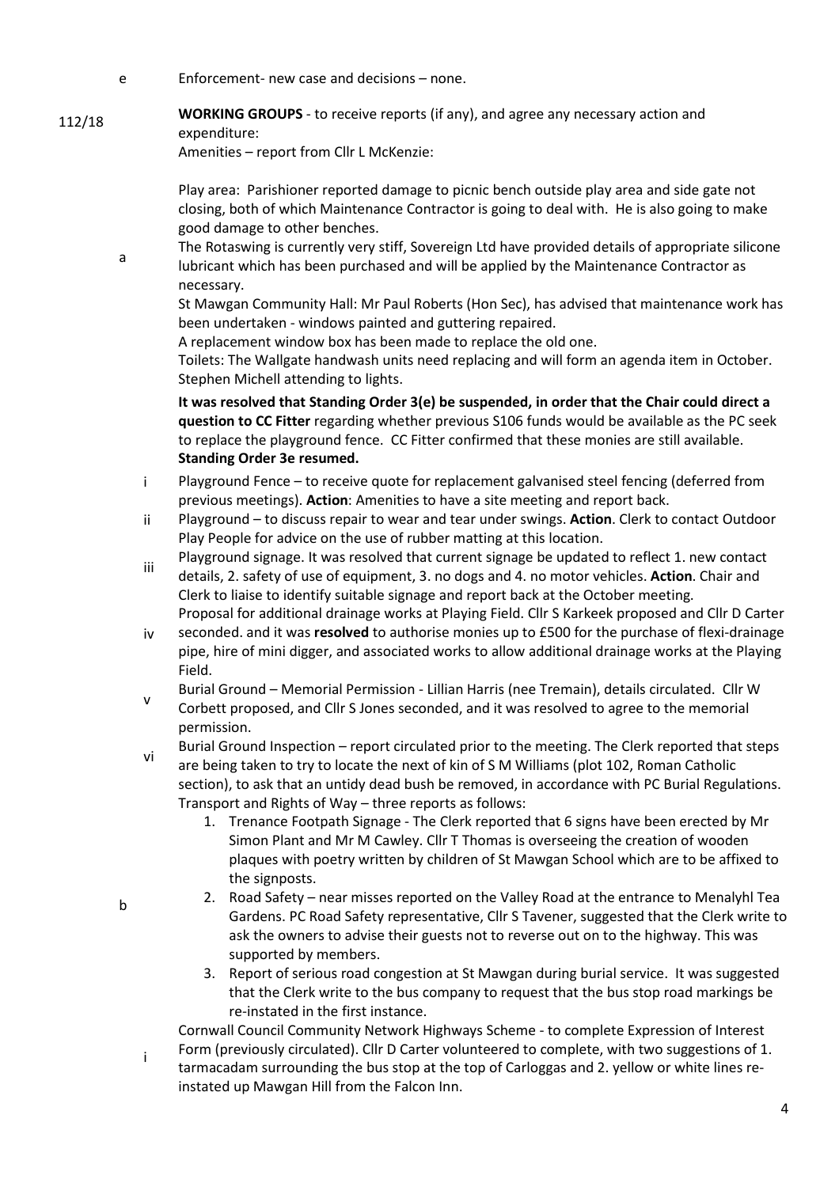e Enforcement- new case and decisions – none.

112/18 **WORKING GROUPS** - to receive reports (if any), and agree any necessary action and expenditure:

a Amenities – report from Cllr L McKenzie:

Play area: Parishioner reported damage to picnic bench outside play area and side gate not closing, both of which Maintenance Contractor is going to deal with. He is also going to make good damage to other benches.

The Rotaswing is currently very stiff, Sovereign Ltd have provided details of appropriate silicone lubricant which has been purchased and will be applied by the Maintenance Contractor as necessary.

St Mawgan Community Hall: Mr Paul Roberts (Hon Sec), has advised that maintenance work has been undertaken - windows painted and guttering repaired.

A replacement window box has been made to replace the old one.

Toilets: The Wallgate handwash units need replacing and will form an agenda item in October. Stephen Michell attending to lights.

**It was resolved that Standing Order 3(e) be suspended, in order that the Chair could direct a question to CC Fitter** regarding whether previous S106 funds would be available as the PC seek to replace the playground fence. CC Fitter confirmed that these monies are still available. **Standing Order 3e resumed.**

i Playground Fence – to receive quote for replacement galvanised steel fencing (deferred from previous meetings). **Action**: Amenities to have a site meeting and report back.

ii Playground – to discuss repair to wear and tear under swings. **Action**. Clerk to contact Outdoor Play People for advice on the use of rubber matting at this location.

iii Playground signage. It was resolved that current signage be updated to reflect 1. new contact details, 2. safety of use of equipment, 3. no dogs and 4. no motor vehicles. **Action**. Chair and Clerk to liaise to identify suitable signage and report back at the October meeting.

iv Proposal for additional drainage works at Playing Field. Cllr S Karkeek proposed and Cllr D Carter seconded. and it was **resolved** to authorise monies up to £500 for the purchase of flexi-drainage pipe, hire of mini digger, and associated works to allow additional drainage works at the Playing Field.

v Burial Ground – Memorial Permission - Lillian Harris (nee Tremain), details circulated. Cllr W Corbett proposed, and Cllr S Jones seconded, and it was resolved to agree to the memorial permission.

vi Burial Ground Inspection – report circulated prior to the meeting. The Clerk reported that steps are being taken to try to locate the next of kin of S M Williams (plot 102, Roman Catholic section), to ask that an untidy dead bush be removed, in accordance with PC Burial Regulations.

b Transport and Rights of Way – three reports as follows:

1. Trenance Footpath Signage - The Clerk reported that 6 signs have been erected by Mr Simon Plant and Mr M Cawley. Cllr T Thomas is overseeing the creation of wooden plaques with poetry written by children of St Mawgan School which are to be affixed to the signposts.
2. Road Safety – near misses reported on the Valley Road at the entrance to Menalyhl Tea Gardens. PC Road Safety representative, Cllr S Tavener, suggested that the Clerk write to ask the owners to advise their guests not to reverse out on to the highway. This was supported by members.
3. Report of serious road congestion at St Mawgan during burial service. It was suggested that the Clerk write to the bus company to request that the bus stop road markings be re-instated in the first instance.

i Cornwall Council Community Network Highways Scheme - to complete Expression of Interest Form (previously circulated). Cllr D Carter volunteered to complete, with two suggestions of 1. tarmacadam surrounding the bus stop at the top of Carloggas and 2. yellow or white lines re-instated up Mawgan Hill from the Falcon Inn.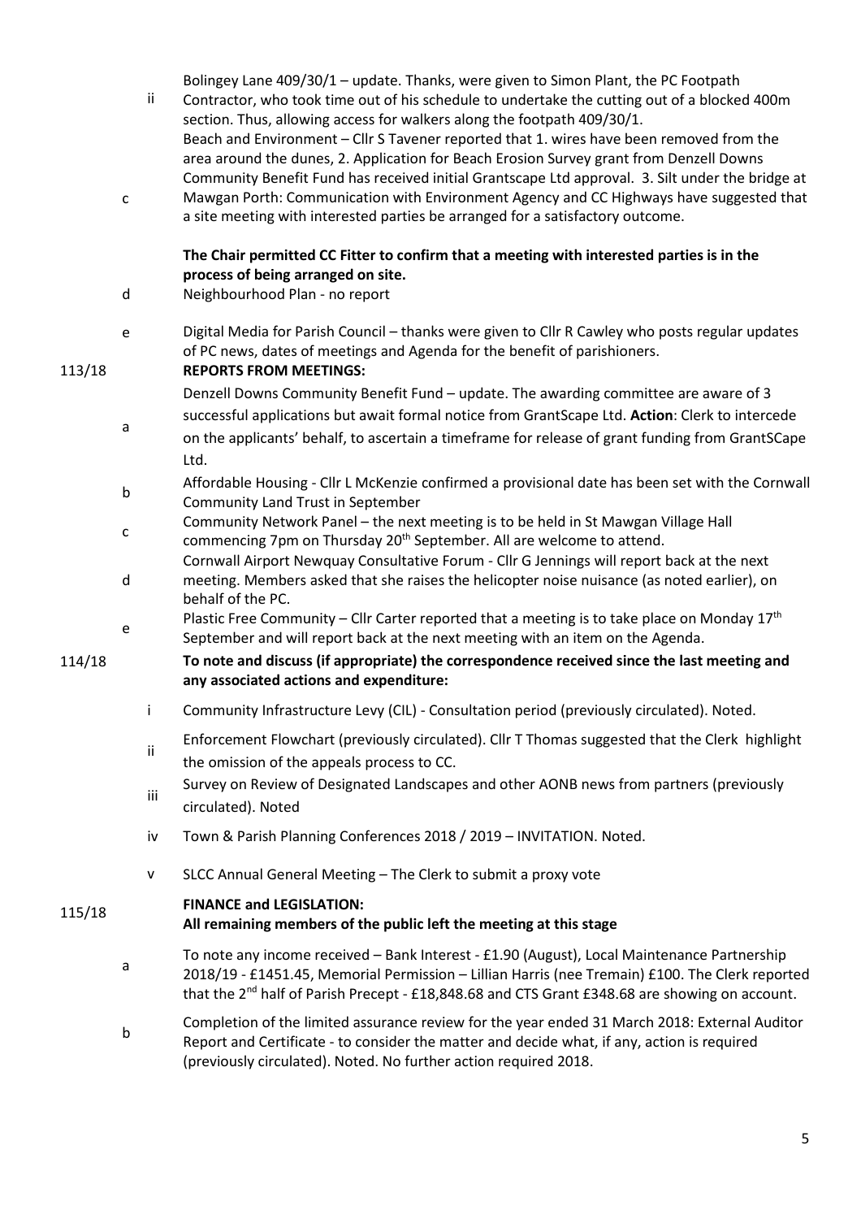ii Bolingey Lane 409/30/1 – update. Thanks, were given to Simon Plant, the PC Footpath Contractor, who took time out of his schedule to undertake the cutting out of a blocked 400m section. Thus, allowing access for walkers along the footpath 409/30/1.

c Beach and Environment – Cllr S Tavener reported that 1. wires have been removed from the area around the dunes, 2. Application for Beach Erosion Survey grant from Denzell Downs Community Benefit Fund has received initial Grantscape Ltd approval. 3. Silt under the bridge at Mawgan Porth: Communication with Environment Agency and CC Highways have suggested that a site meeting with interested parties be arranged for a satisfactory outcome.

**The Chair permitted CC Fitter to confirm that a meeting with interested parties is in the process of being arranged on site.**

d Neighbourhood Plan - no report

e Digital Media for Parish Council – thanks were given to Cllr R Cawley who posts regular updates of PC news, dates of meetings and Agenda for the benefit of parishioners.

**113/18 REPORTS FROM MEETINGS:**

a Denzell Downs Community Benefit Fund – update. The awarding committee are aware of 3 successful applications but await formal notice from GrantScape Ltd. **Action**: Clerk to intercede on the applicants' behalf, to ascertain a timeframe for release of grant funding from GrantSCape Ltd.

b Affordable Housing - Cllr L McKenzie confirmed a provisional date has been set with the Cornwall Community Land Trust in September

c Community Network Panel – the next meeting is to be held in St Mawgan Village Hall commencing 7pm on Thursday 20th September. All are welcome to attend.

d Cornwall Airport Newquay Consultative Forum - Cllr G Jennings will report back at the next meeting. Members asked that she raises the helicopter noise nuisance (as noted earlier), on behalf of the PC.

e Plastic Free Community – Cllr Carter reported that a meeting is to take place on Monday 17th September and will report back at the next meeting with an item on the Agenda.

**114/18 To note and discuss (if appropriate) the correspondence received since the last meeting and any associated actions and expenditure:**

i Community Infrastructure Levy (CIL) - Consultation period (previously circulated). Noted.

ii Enforcement Flowchart (previously circulated). Cllr T Thomas suggested that the Clerk highlight the omission of the appeals process to CC.

iii Survey on Review of Designated Landscapes and other AONB news from partners (previously circulated). Noted

iv Town & Parish Planning Conferences 2018 / 2019 – INVITATION. Noted.

v SLCC Annual General Meeting – The Clerk to submit a proxy vote

**115/18 FINANCE and LEGISLATION:**
**All remaining members of the public left the meeting at this stage**

a To note any income received – Bank Interest - £1.90 (August), Local Maintenance Partnership 2018/19 - £1451.45, Memorial Permission – Lillian Harris (nee Tremain) £100. The Clerk reported that the 2nd half of Parish Precept - £18,848.68 and CTS Grant £348.68 are showing on account.

b Completion of the limited assurance review for the year ended 31 March 2018: External Auditor Report and Certificate - to consider the matter and decide what, if any, action is required (previously circulated). Noted. No further action required 2018.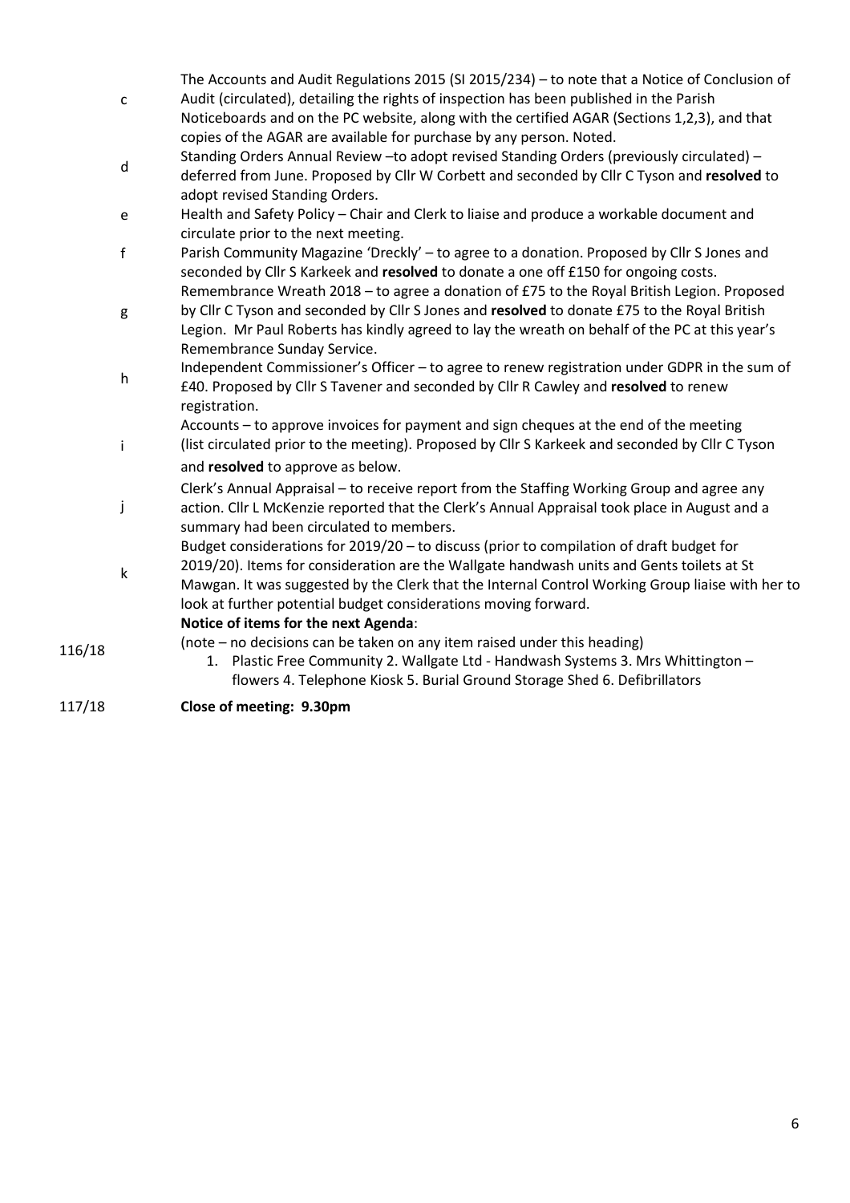| | | |
|---|---|---|
| | c | The Accounts and Audit Regulations 2015 (SI 2015/234) – to note that a Notice of Conclusion of Audit (circulated), detailing the rights of inspection has been published in the Parish Noticeboards and on the PC website, along with the certified AGAR (Sections 1,2,3), and that copies of the AGAR are available for purchase by any person. Noted. |
| | d | Standing Orders Annual Review –to adopt revised Standing Orders (previously circulated) – deferred from June. Proposed by Cllr W Corbett and seconded by Cllr C Tyson and **resolved** to adopt revised Standing Orders. |
| | e | Health and Safety Policy – Chair and Clerk to liaise and produce a workable document and circulate prior to the next meeting. |
| | f | Parish Community Magazine 'Dreckly' – to agree to a donation. Proposed by Cllr S Jones and seconded by Cllr S Karkeek and **resolved** to donate a one off £150 for ongoing costs. |
| | g | Remembrance Wreath 2018 – to agree a donation of £75 to the Royal British Legion. Proposed by Cllr C Tyson and seconded by Cllr S Jones and **resolved** to donate £75 to the Royal British Legion. Mr Paul Roberts has kindly agreed to lay the wreath on behalf of the PC at this year's Remembrance Sunday Service. |
| | h | Independent Commissioner's Officer – to agree to renew registration under GDPR in the sum of £40. Proposed by Cllr S Tavener and seconded by Cllr R Cawley and **resolved** to renew registration. |
| | i | Accounts – to approve invoices for payment and sign cheques at the end of the meeting (list circulated prior to the meeting). Proposed by Cllr S Karkeek and seconded by Cllr C Tyson and **resolved** to approve as below. |
| | j | Clerk's Annual Appraisal – to receive report from the Staffing Working Group and agree any action. Cllr L McKenzie reported that the Clerk's Annual Appraisal took place in August and a summary had been circulated to members. |
| | k | Budget considerations for 2019/20 – to discuss (prior to compilation of draft budget for 2019/20). Items for consideration are the Wallgate handwash units and Gents toilets at St Mawgan. It was suggested by the Clerk that the Internal Control Working Group liaise with her to look at further potential budget considerations moving forward. |
| 116/18 | | **Notice of items for the next Agenda**:<br>(note – no decisions can be taken on any item raised under this heading)<br>1. Plastic Free Community 2. Wallgate Ltd - Handwash Systems 3. Mrs Whittington – flowers 4. Telephone Kiosk 5. Burial Ground Storage Shed 6. Defibrillators |
| 117/18 | | **Close of meeting: 9.30pm** |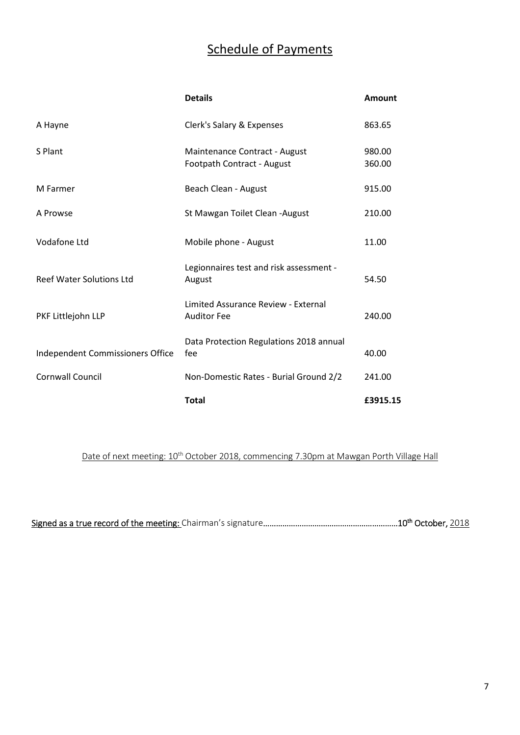# Schedule of Payments

| | Details | Amount |
|---|---|---|
| A Hayne | Clerk's Salary & Expenses | 863.65 |
| S Plant | Maintenance Contract - August<br>Footpath Contract - August | 980.00<br>360.00 |
| M Farmer | Beach Clean - August | 915.00 |
| A Prowse | St Mawgan Toilet Clean -August | 210.00 |
| Vodafone Ltd | Mobile phone - August | 11.00 |
| Reef Water Solutions Ltd | Legionnaires test and risk assessment - August | 54.50 |
| PKF Littlejohn LLP | Limited Assurance Review - External Auditor Fee | 240.00 |
| Independent Commissioners Office | Data Protection Regulations 2018 annual fee | 40.00 |
| Cornwall Council | Non-Domestic Rates - Burial Ground 2/2 | 241.00 |
| | **Total** | **£3915.15** |

Date of next meeting: 10th October 2018, commencing 7.30pm at Mawgan Porth Village Hall

Signed as a true record of the meeting: Chairman's signature……………………………………………………10th October, 2018